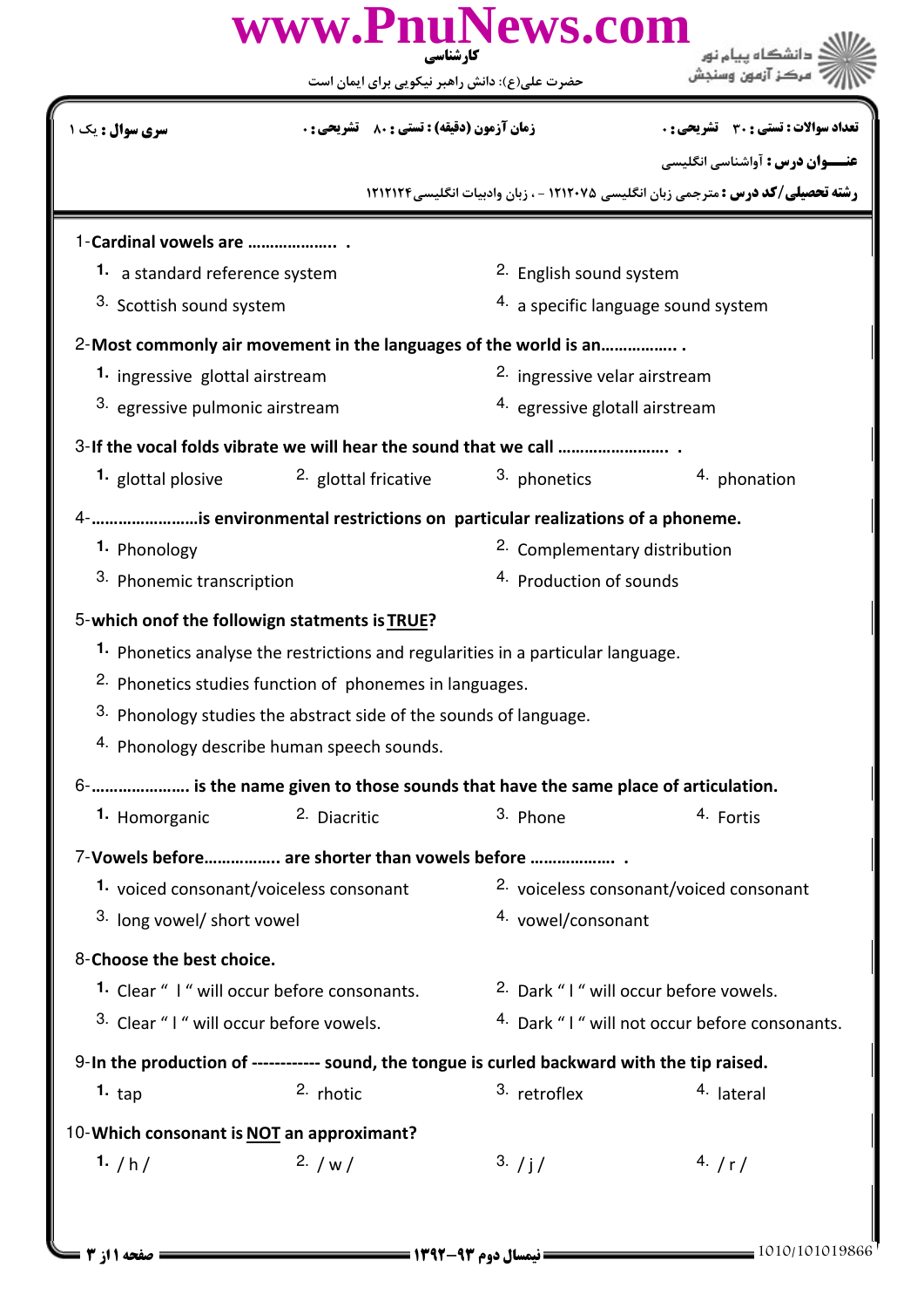www.PnuNews.com

کارشناسی

حضرت علی(ع): دانش راهبر نیکویی برای ایمان است

دانشگاه پیام نور
مرکز آزمون وسنجش

| سری سوال : یک ۱ | زمان آزمون (دقیقه) : تستی : ۸۰ تشریحی : ۰ | تعداد سوالات : تستی : ۳۰ تشریحی : ۰ |
|---|---|---|

**عنـــوان درس :** آواشناسی انگلیسی

**رشته تحصیلی/کد درس :** مترجمی زبان انگلیسی ۱۲۱۲۰۷۵ - ، زبان وادبیات انگلیسی۱۲۱۲۱۲۴

1-**Cardinal vowels are ……………….. .**

1. a standard reference system
2. English sound system
3. Scottish sound system
4. a specific language sound system

2-**Most commonly air movement in the languages of the world is an…………….. .**

1. ingressive glottal airstream
2. ingressive velar airstream
3. egressive pulmonic airstream
4. egressive glotall airstream

3-**If the vocal folds vibrate we will hear the sound that we call …………………… .**

1. glottal plosive
2. glottal fricative
3. phonetics
4. phonation

4-**……………………is environmental restrictions on particular realizations of a phoneme.**

1. Phonology
2. Complementary distribution
3. Phonemic transcription
4. Production of sounds

5-**which onof the followign statments is TRUE?**

1. Phonetics analyse the restrictions and regularities in a particular language.
2. Phonetics studies function of phonemes in languages.
3. Phonology studies the abstract side of the sounds of language.
4. Phonology describe human speech sounds.

6-**…………………. is the name given to those sounds that have the same place of articulation.**

1. Homorganic
2. Diacritic
3. Phone
4. Fortis

7-**Vowels before…………….. are shorter than vowels before ………………. .**

1. voiced consonant/voiceless consonant
2. voiceless consonant/voiced consonant
3. long vowel/ short vowel
4. vowel/consonant

8-**Choose the best choice.**

1. Clear " l " will occur before consonants.
2. Dark " l " will occur before vowels.
3. Clear " l " will occur before vowels.
4. Dark " l " will not occur before consonants.

9-**In the production of ------------ sound, the tongue is curled backward with the tip raised.**

1. tap
2. rhotic
3. retroflex
4. lateral

10-**Which consonant is NOT an approximant?**

1. / h /
2. / w /
3. / j /
4. / r /

نیمسال دوم ۹۳-۱۳۹۲

1010/101019866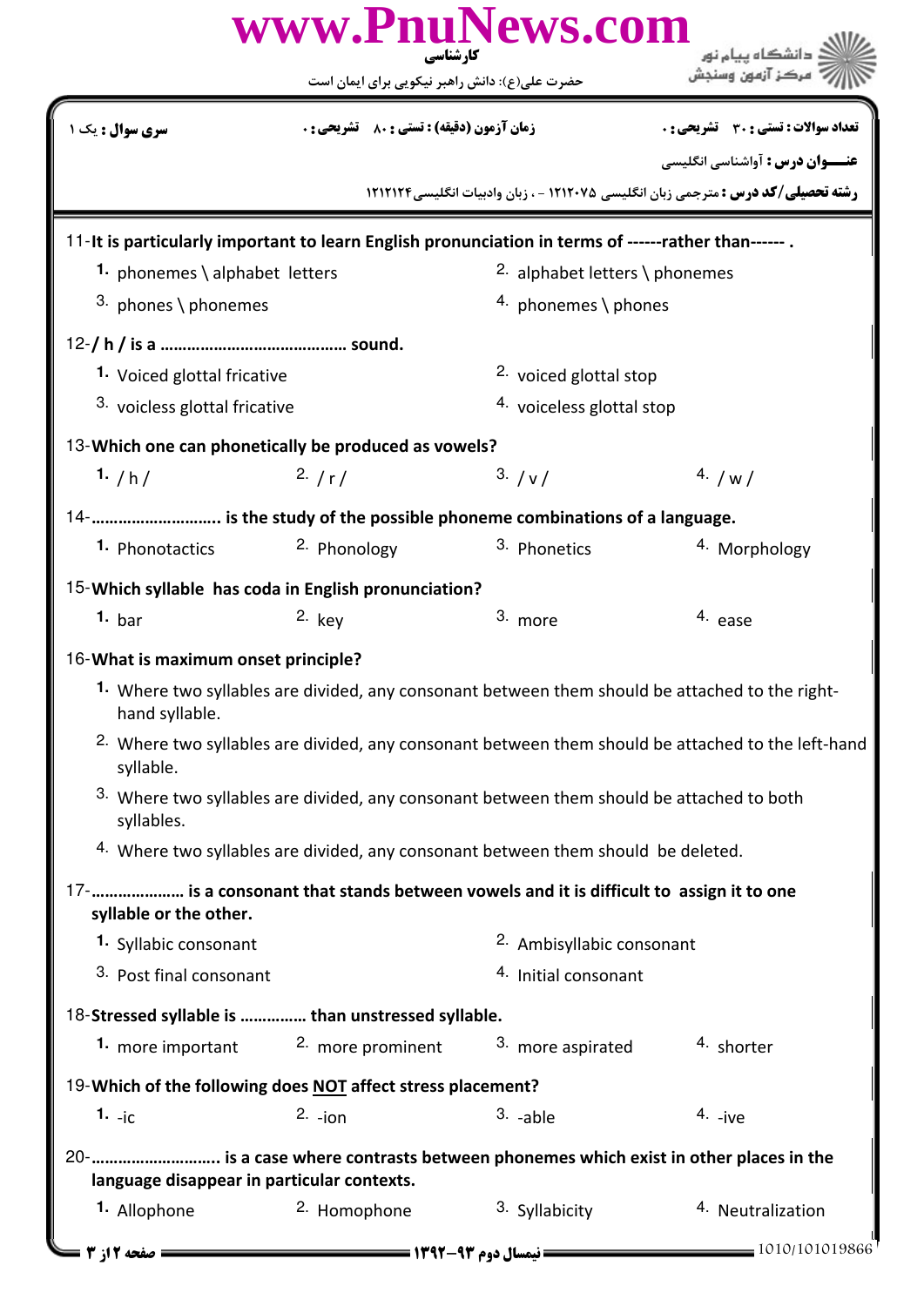| سری سوال : یک ۱ | زمان آزمون (دقیقه) : تستی : ۸۰ تشریحی : ۰ | تعداد سوالات : تستی : ۳۰ تشریحی : ۰ |
|---|---|---|

**عنـــوان درس :** آواشناسی انگلیسی

**رشته تحصیلی/کد درس :** مترجمی زبان انگلیسی ۱۲۱۲۰۷۵ - ، زبان وادبیات انگلیسی۱۲۱۲۱۲۴

11-**It is particularly important to learn English pronunciation in terms of ------rather than------ .**

1. phonemes \ alphabet letters
2. alphabet letters \ phonemes
3. phones \ phonemes
4. phonemes \ phones

12-**/ h / is a ……………………………………. sound.**

1. Voiced glottal fricative
2. voiced glottal stop
3. voicless glottal fricative
4. voiceless glottal stop

13-**Which one can phonetically be produced as vowels?**

1. / h /
2. / r /
3. / v /
4. / w /

14-**……………………….. is the study of the possible phoneme combinations of a language.**

1. Phonotactics
2. Phonology
3. Phonetics
4. Morphology

15-**Which syllable has coda in English pronunciation?**

1. bar
2. key
3. more
4. ease

16-**What is maximum onset principle?**

1. Where two syllables are divided, any consonant between them should be attached to the right-hand syllable.
2. Where two syllables are divided, any consonant between them should be attached to the left-hand syllable.
3. Where two syllables are divided, any consonant between them should be attached to both syllables.
4. Where two syllables are divided, any consonant between them should be deleted.

17-**………………… is a consonant that stands between vowels and it is difficult to assign it to one syllable or the other.**

1. Syllabic consonant
2. Ambisyllabic consonant
3. Post final consonant
4. Initial consonant

18-**Stressed syllable is …………… than unstressed syllable.**

1. more important
2. more prominent
3. more aspirated
4. shorter

19-**Which of the following does NOT affect stress placement?**

1. -ic
2. -ion
3. -able
4. -ive

20-**……………………….. is a case where contrasts between phonemes which exist in other places in the language disappear in particular contexts.**

1. Allophone
2. Homophone
3. Syllabicity
4. Neutralization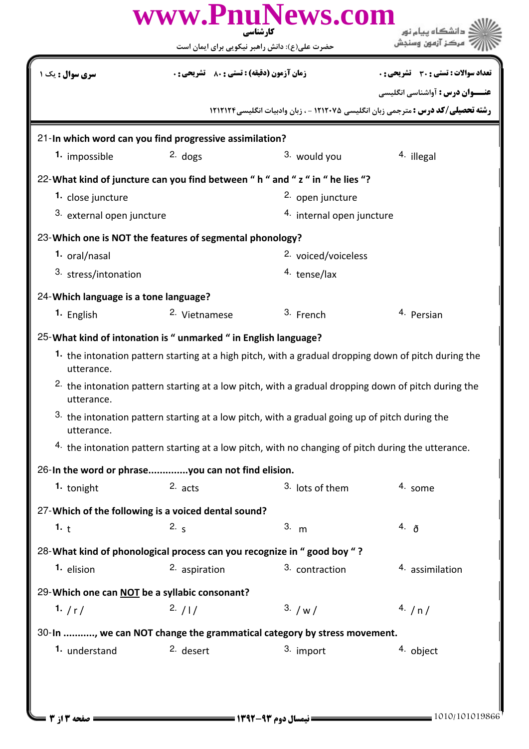سری سوال : یک ۱ | زمان آزمون (دقیقه) : تستی : ۸۰ تشریحی : ۰ | تعداد سوالات : تستی : ۳۰ تشریحی : ۰

**عنـــوان درس :** آواشناسی انگلیسی

**رشته تحصیلی/کد درس :** مترجمی زبان انگلیسی ۱۲۱۲۰۷۵ - ، زبان وادبیات انگلیسی۱۲۱۲۱۲۴

21-**In which word can you find progressive assimilation?**

1. impossible
2. dogs
3. would you
4. illegal

22-**What kind of juncture can you find between " h " and " z " in " he lies "?**

1. close juncture
2. open juncture
3. external open juncture
4. internal open juncture

23-**Which one is NOT the features of segmental phonology?**

1. oral/nasal
2. voiced/voiceless
3. stress/intonation
4. tense/lax

24-**Which language is a tone language?**

1. English
2. Vietnamese
3. French
4. Persian

25-**What kind of intonation is " unmarked " in English language?**

1. the intonation pattern starting at a high pitch, with a gradual dropping down of pitch during the utterance.
2. the intonation pattern starting at a low pitch, with a gradual dropping down of pitch during the utterance.
3. the intonation pattern starting at a low pitch, with a gradual going up of pitch during the utterance.
4. the intonation pattern starting at a low pitch, with no changing of pitch during the utterance.

26-**In the word or phrase..............you can not find elision.**

1. tonight
2. acts
3. lots of them
4. some

27-**Which of the following is a voiced dental sound?**

1. t
2. s
3. m
4. ð

28-**What kind of phonological process can you recognize in " good boy " ?**

1. elision
2. aspiration
3. contraction
4. assimilation

29-**Which one can NOT be a syllabic consonant?**

1. / r /
2. / l /
3. / w /
4. / n /

30-**In ..........., we can NOT change the grammatical category by stress movement.**

1. understand
2. desert
3. import
4. object